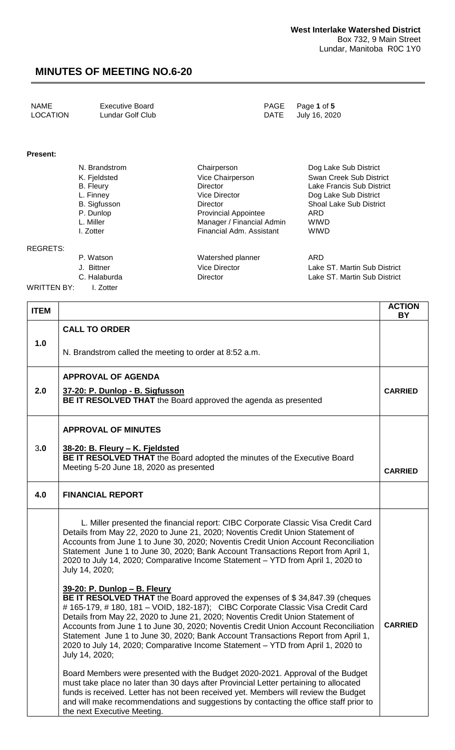**West Interlake Watershed District**
Box 732, 9 Main Street
Lundar, Manitoba R0C 1Y0

# MINUTES OF MEETING NO.6-20

| | | | |
|---|---|---|---|
| NAME | Executive Board | PAGE | Page **1** of **5** |
| LOCATION | Lundar Golf Club | DATE | July 16, 2020 |

**Present:**

| | | |
|---|---|---|
| N. Brandstrom | Chairperson | Dog Lake Sub District |
| K. Fjeldsted | Vice Chairperson | Swan Creek Sub District |
| B. Fleury | Director | Lake Francis Sub District |
| L. Finney | Vice Director | Dog Lake Sub District |
| B. Sigfusson | Director | Shoal Lake Sub District |
| P. Dunlop | Provincial Appointee | ARD |
| L. Miller | Manager / Financial Admin | WIWD |
| I. Zotter | Financial Adm. Assistant | WIWD |

REGRETS:

| | | |
|---|---|---|
| P. Watson | Watershed planner | ARD |
| J. Bittner | Vice Director | Lake ST. Martin Sub District |
| C. Halaburda | Director | Lake ST. Martin Sub District |

WRITTEN BY: I. Zotter

| ITEM | | ACTION BY |
|---|---|---|
| 1.0 | **CALL TO ORDER**<br><br>N. Brandstrom called the meeting to order at 8:52 a.m. | |
| 2.0 | **APPROVAL OF AGENDA**<br><br>**37-20: P. Dunlop - B. Sigfusson**<br>**BE IT RESOLVED THAT** the Board approved the agenda as presented | **CARRIED** |
| 3.0 | **APPROVAL OF MINUTES**<br><br>**38-20: B. Fleury – K. Fjeldsted**<br>**BE IT RESOLVED THAT** the Board adopted the minutes of the Executive Board Meeting 5-20 June 18, 2020 as presented | **CARRIED** |
| 4.0 | **FINANCIAL REPORT** | |
| | L. Miller presented the financial report: CIBC Corporate Classic Visa Credit Card Details from May 22, 2020 to June 21, 2020; Noventis Credit Union Statement of Accounts from June 1 to June 30, 2020; Noventis Credit Union Account Reconciliation Statement June 1 to June 30, 2020; Bank Account Transactions Report from April 1, 2020 to July 14, 2020; Comparative Income Statement – YTD from April 1, 2020 to July 14, 2020;<br><br>**39-20: P. Dunlop – B. Fleury**<br>**BE IT RESOLVED THAT** the Board approved the expenses of $ 34,847.39 (cheques # 165-179, # 180, 181 – VOID, 182-187); CIBC Corporate Classic Visa Credit Card Details from May 22, 2020 to June 21, 2020; Noventis Credit Union Statement of Accounts from June 1 to June 30, 2020; Noventis Credit Union Account Reconciliation Statement June 1 to June 30, 2020; Bank Account Transactions Report from April 1, 2020 to July 14, 2020; Comparative Income Statement – YTD from April 1, 2020 to July 14, 2020;<br><br>Board Members were presented with the Budget 2020-2021. Approval of the Budget must take place no later than 30 days after Provincial Letter pertaining to allocated funds is received. Letter has not been received yet. Members will review the Budget and will make recommendations and suggestions by contacting the office staff prior to the next Executive Meeting. | **CARRIED** |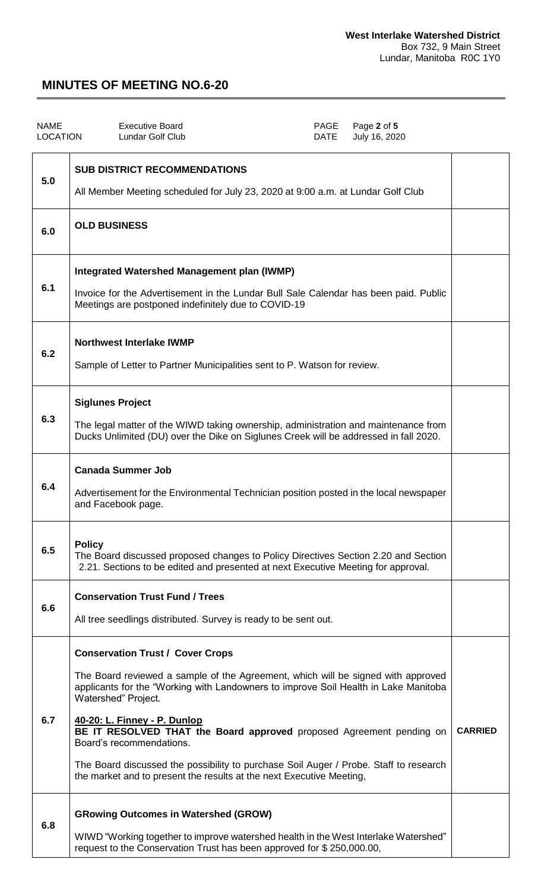**West Interlake Watershed District**
Box 732, 9 Main Street
Lundar, Manitoba R0C 1Y0

# MINUTES OF MEETING NO.6-20

| NAME | Executive Board | PAGE | Page 2 of 5 |
|---|---|---|---|
| LOCATION | Lundar Golf Club | DATE | July 16, 2020 |

| | | |
|---|---|---|
| 5.0 | **SUB DISTRICT RECOMMENDATIONS**<br><br>All Member Meeting scheduled for July 23, 2020 at 9:00 a.m. at Lundar Golf Club | |
| 6.0 | **OLD BUSINESS** | |
| 6.1 | **Integrated Watershed Management plan (IWMP)**<br><br>Invoice for the Advertisement in the Lundar Bull Sale Calendar has been paid. Public Meetings are postponed indefinitely due to COVID-19 | |
| 6.2 | **Northwest Interlake IWMP**<br><br>Sample of Letter to Partner Municipalities sent to P. Watson for review. | |
| 6.3 | **Siglunes Project**<br><br>The legal matter of the WIWD taking ownership, administration and maintenance from Ducks Unlimited (DU) over the Dike on Siglunes Creek will be addressed in fall 2020. | |
| 6.4 | **Canada Summer Job**<br><br>Advertisement for the Environmental Technician position posted in the local newspaper and Facebook page. | |
| 6.5 | **Policy**<br>The Board discussed proposed changes to Policy Directives Section 2.20 and Section 2.21. Sections to be edited and presented at next Executive Meeting for approval. | |
| 6.6 | **Conservation Trust Fund / Trees**<br><br>All tree seedlings distributed. Survey is ready to be sent out. | |
| 6.7 | **Conservation Trust / Cover Crops**<br><br>The Board reviewed a sample of the Agreement, which will be signed with approved applicants for the "Working with Landowners to improve Soil Health in Lake Manitoba Watershed" Project.<br><br>**40-20: L. Finney - P. Dunlop**<br>**BE IT RESOLVED THAT the Board approved** proposed Agreement pending on Board's recommendations.<br><br>The Board discussed the possibility to purchase Soil Auger / Probe. Staff to research the market and to present the results at the next Executive Meeting, | **CARRIED** |
| 6.8 | **GRowing Outcomes in Watershed (GROW)**<br><br>WIWD "Working together to improve watershed health in the West Interlake Watershed" request to the Conservation Trust has been approved for $ 250,000.00, | |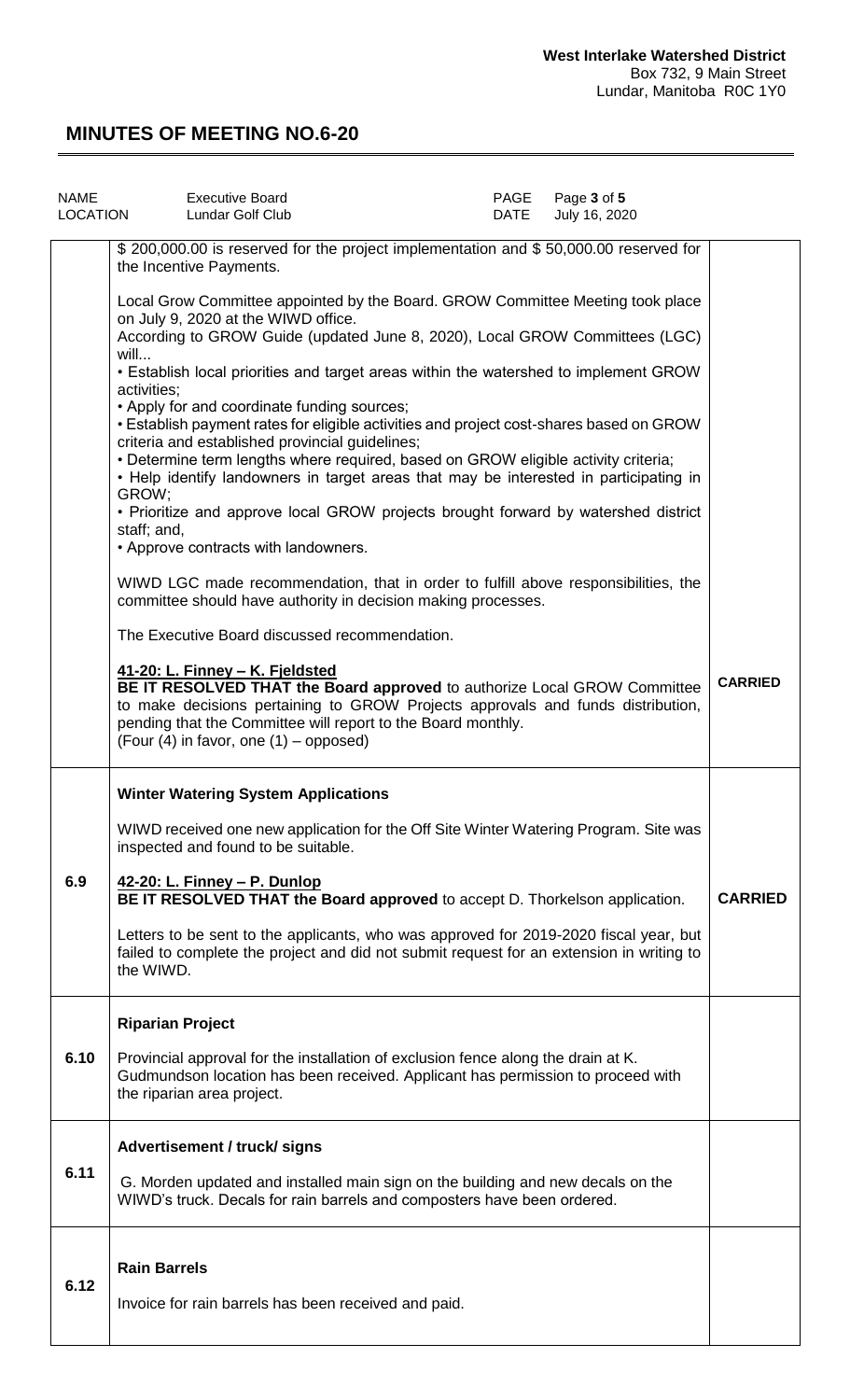**West Interlake Watershed District**
Box 732, 9 Main Street
Lundar, Manitoba R0C 1Y0

# MINUTES OF MEETING NO.6-20

| NAME | Executive Board | PAGE | Page 3 of 5 |
|---|---|---|---|
| LOCATION | Lundar Golf Club | DATE | July 16, 2020 |

$ 200,000.00 is reserved for the project implementation and $ 50,000.00 reserved for the Incentive Payments.

Local Grow Committee appointed by the Board. GROW Committee Meeting took place on July 9, 2020 at the WIWD office.

According to GROW Guide (updated June 8, 2020), Local GROW Committees (LGC) will...

- Establish local priorities and target areas within the watershed to implement GROW activities;
- Apply for and coordinate funding sources;
- Establish payment rates for eligible activities and project cost-shares based on GROW criteria and established provincial guidelines;
- Determine term lengths where required, based on GROW eligible activity criteria;
- Help identify landowners in target areas that may be interested in participating in GROW;
- Prioritize and approve local GROW projects brought forward by watershed district staff; and,
- Approve contracts with landowners.

WIWD LGC made recommendation, that in order to fulfill above responsibilities, the committee should have authority in decision making processes.

The Executive Board discussed recommendation.

**41-20: L. Finney – K. Fjeldsted**
**BE IT RESOLVED THAT the Board approved** to authorize Local GROW Committee to make decisions pertaining to GROW Projects approvals and funds distribution, pending that the Committee will report to the Board monthly.
(Four (4) in favor, one (1) – opposed) — **CARRIED**

## 6.9 Winter Watering System Applications

WIWD received one new application for the Off Site Winter Watering Program. Site was inspected and found to be suitable.

**42-20: L. Finney – P. Dunlop**
**BE IT RESOLVED THAT the Board approved** to accept D. Thorkelson application. — **CARRIED**

Letters to be sent to the applicants, who was approved for 2019-2020 fiscal year, but failed to complete the project and did not submit request for an extension in writing to the WIWD.

## 6.10 Riparian Project

Provincial approval for the installation of exclusion fence along the drain at K. Gudmundson location has been received. Applicant has permission to proceed with the riparian area project.

## 6.11 Advertisement / truck/ signs

G. Morden updated and installed main sign on the building and new decals on the WIWD's truck. Decals for rain barrels and composters have been ordered.

## 6.12 Rain Barrels

Invoice for rain barrels has been received and paid.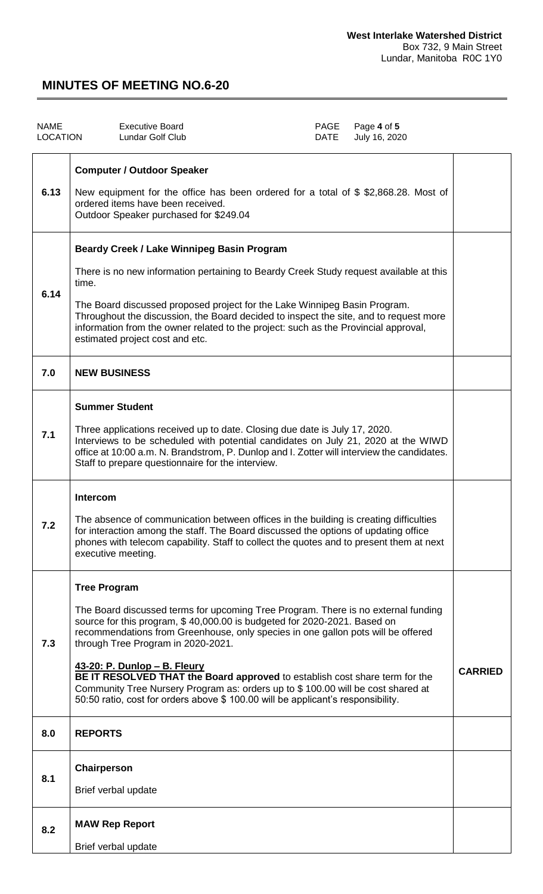**West Interlake Watershed District**
Box 732, 9 Main Street
Lundar, Manitoba R0C 1Y0

# MINUTES OF MEETING NO.6-20

| NAME | Executive Board | PAGE | Page **4** of **5** |
|---|---|---|---|
| LOCATION | Lundar Golf Club | DATE | July 16, 2020 |

| | | |
|---|---|---|
| 6.13 | **Computer / Outdoor Speaker**<br><br>New equipment for the office has been ordered for a total of $ $2,868.28. Most of ordered items have been received.<br>Outdoor Speaker purchased for $249.04 | |
| 6.14 | **Beardy Creek / Lake Winnipeg Basin Program**<br><br>There is no new information pertaining to Beardy Creek Study request available at this time.<br><br>The Board discussed proposed project for the Lake Winnipeg Basin Program. Throughout the discussion, the Board decided to inspect the site, and to request more information from the owner related to the project: such as the Provincial approval, estimated project cost and etc. | |
| 7.0 | **NEW BUSINESS** | |
| 7.1 | **Summer Student**<br><br>Three applications received up to date. Closing due date is July 17, 2020. Interviews to be scheduled with potential candidates on July 21, 2020 at the WIWD office at 10:00 a.m. N. Brandstrom, P. Dunlop and I. Zotter will interview the candidates. Staff to prepare questionnaire for the interview. | |
| 7.2 | **Intercom**<br><br>The absence of communication between offices in the building is creating difficulties for interaction among the staff. The Board discussed the options of updating office phones with telecom capability. Staff to collect the quotes and to present them at next executive meeting. | |
| 7.3 | **Tree Program**<br><br>The Board discussed terms for upcoming Tree Program. There is no external funding source for this program, $ 40,000.00 is budgeted for 2020-2021. Based on recommendations from Greenhouse, only species in one gallon pots will be offered through Tree Program in 2020-2021.<br><br>**43-20: P. Dunlop – B. Fleury**<br>**BE IT RESOLVED THAT the Board approved** to establish cost share term for the Community Tree Nursery Program as: orders up to $ 100.00 will be cost shared at 50:50 ratio, cost for orders above $ 100.00 will be applicant's responsibility. | **CARRIED** |
| 8.0 | **REPORTS** | |
| 8.1 | **Chairperson**<br><br>Brief verbal update | |
| 8.2 | **MAW Rep Report**<br><br>Brief verbal update | |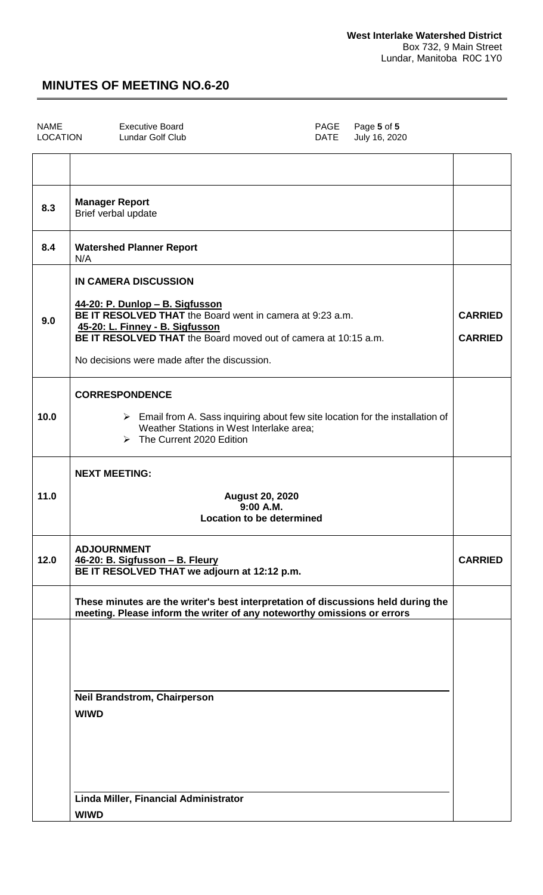**West Interlake Watershed District**
Box 732, 9 Main Street
Lundar, Manitoba R0C 1Y0

# MINUTES OF MEETING NO.6-20

| | | | |
|---|---|---|---|
| NAME | Executive Board | PAGE | Page **5** of **5** |
| LOCATION | Lundar Golf Club | DATE | July 16, 2020 |

| | | |
|---|---|---|
| | | |
| 8.3 | **Manager Report**<br>Brief verbal update | |
| 8.4 | **Watershed Planner Report**<br>N/A | |
| 9.0 | **IN CAMERA DISCUSSION**<br><br>**44-20: P. Dunlop – B. Sigfusson**<br>**BE IT RESOLVED THAT** the Board went in camera at 9:23 a.m.<br>**45-20: L. Finney - B. Sigfusson**<br>**BE IT RESOLVED THAT** the Board moved out of camera at 10:15 a.m.<br><br>No decisions were made after the discussion. | **CARRIED**<br><br>**CARRIED** |
| 10.0 | **CORRESPONDENCE**<br><br>➢ Email from A. Sass inquiring about few site location for the installation of Weather Stations in West Interlake area;<br>➢ The Current 2020 Edition | |
| 11.0 | **NEXT MEETING:**<br><br>**August 20, 2020**<br>**9:00 A.M.**<br>**Location to be determined** | |
| 12.0 | **ADJOURNMENT**<br>**46-20: B. Sigfusson – B. Fleury**<br>**BE IT RESOLVED THAT we adjourn at 12:12 p.m.** | **CARRIED** |
| | **These minutes are the writer's best interpretation of discussions held during the meeting. Please inform the writer of any noteworthy omissions or errors** | |
| | <br><br><br>**Neil Brandstrom, Chairperson**<br>**WIWD**<br><br><br><br>**Linda Miller, Financial Administrator**<br>**WIWD** | |